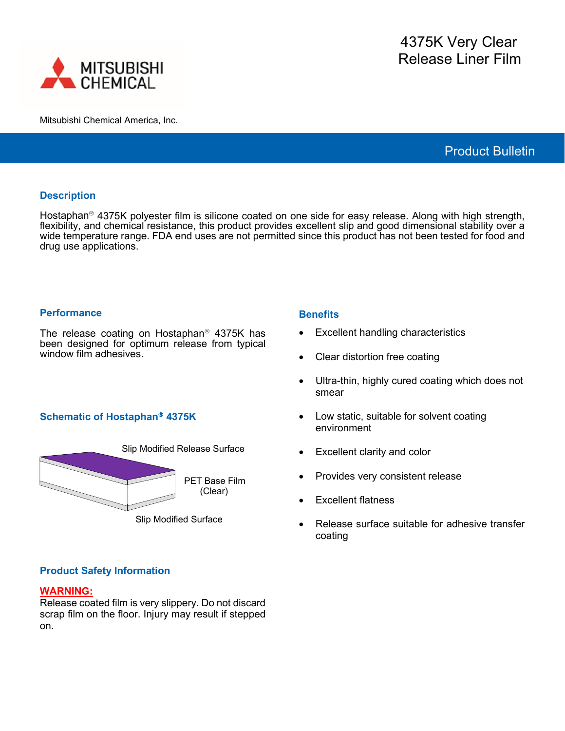MITSUBISHI CHEMICAL

Mitsubishi Chemical America, Inc.

# 4375K Very Clear Release Liner Film

Product Bulletin

## Description

Hostaphan® 4375K polyester film is silicone coated on one side for easy release. Along with high strength, flexibility, and chemical resistance, this product provides excellent slip and good dimensional stability over a wide temperature range. FDA end uses are not permitted since this product has not been tested for food and drug use applications.

## Performance

The release coating on Hostaphan® 4375K has been designed for optimum release from typical window film adhesives.

## Schematic of Hostaphan® 4375K

Slip Modified Release Surface

PET Base Film (Clear)

Slip Modified Surface

## Benefits

- Excellent handling characteristics
- Clear distortion free coating
- Ultra-thin, highly cured coating which does not smear
- Low static, suitable for solvent coating environment
- Excellent clarity and color
- Provides very consistent release
- Excellent flatness
- Release surface suitable for adhesive transfer coating

## Product Safety Information

**WARNING:**
Release coated film is very slippery. Do not discard scrap film on the floor. Injury may result if stepped on.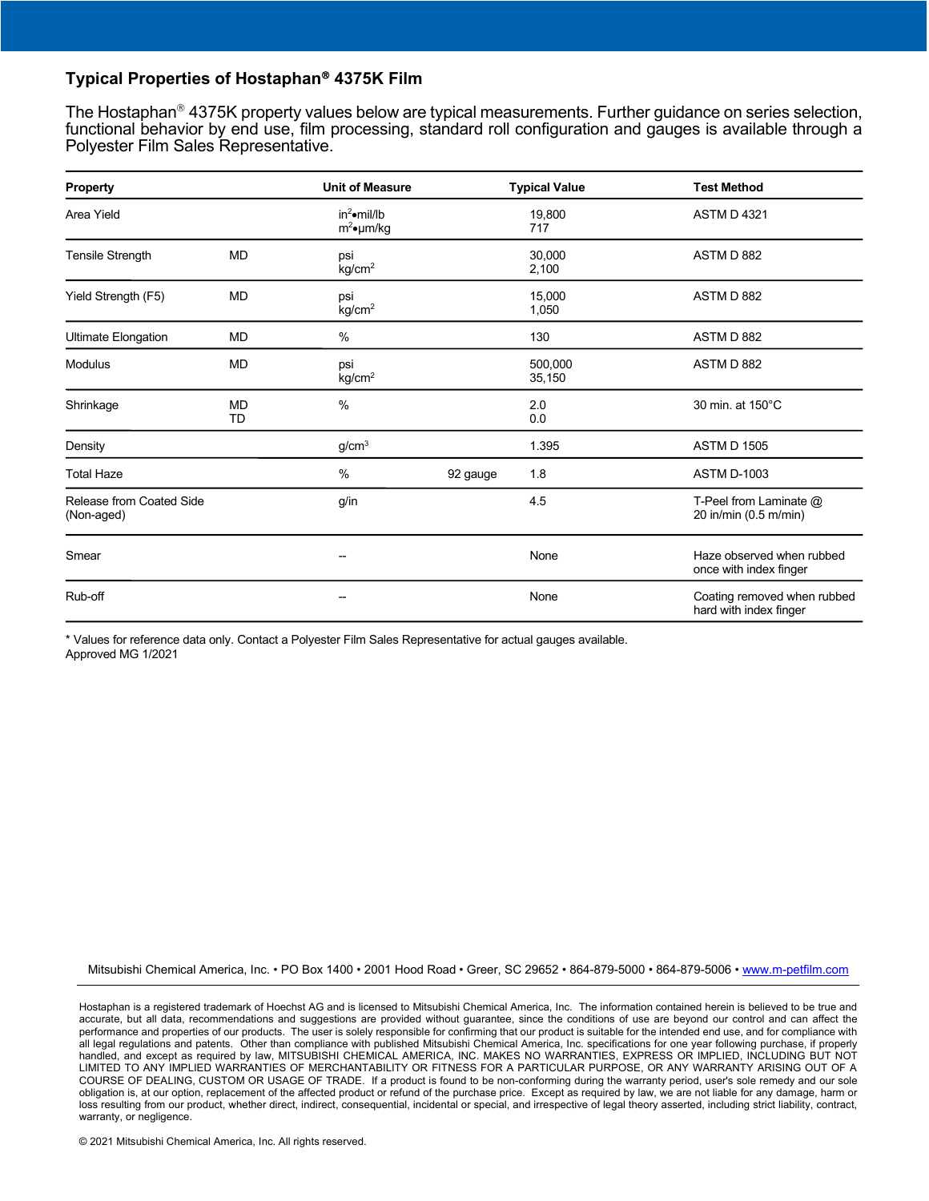## Typical Properties of Hostaphan® 4375K Film

The Hostaphan® 4375K property values below are typical measurements. Further guidance on series selection, functional behavior by end use, film processing, standard roll configuration and gauges is available through a Polyester Film Sales Representative.

| Property | | Unit of Measure | | Typical Value | Test Method |
|---|---|---|---|---|---|
| Area Yield | | $in^2$•mil/lb<br>$m^2$•µm/kg | | 19,800<br>717 | ASTM D 4321 |
| Tensile Strength | MD | psi<br>$kg/cm^2$ | | 30,000<br>2,100 | ASTM D 882 |
| Yield Strength (F5) | MD | psi<br>$kg/cm^2$ | | 15,000<br>1,050 | ASTM D 882 |
| Ultimate Elongation | MD | % | | 130 | ASTM D 882 |
| Modulus | MD | psi<br>$kg/cm^2$ | | 500,000<br>35,150 | ASTM D 882 |
| Shrinkage | MD<br>TD | % | | 2.0<br>0.0 | 30 min. at 150°C |
| Density | | $g/cm^3$ | | 1.395 | ASTM D 1505 |
| Total Haze | | % | 92 gauge | 1.8 | ASTM D-1003 |
| Release from Coated Side (Non-aged) | | g/in | | 4.5 | T-Peel from Laminate @ 20 in/min (0.5 m/min) |
| Smear | | -- | | None | Haze observed when rubbed once with index finger |
| Rub-off | | -- | | None | Coating removed when rubbed hard with index finger |

* Values for reference data only. Contact a Polyester Film Sales Representative for actual gauges available.
Approved MG 1/2021

Mitsubishi Chemical America, Inc. • PO Box 1400 • 2001 Hood Road • Greer, SC 29652 • 864-879-5000 • 864-879-5006 • www.m-petfilm.com

Hostaphan is a registered trademark of Hoechst AG and is licensed to Mitsubishi Chemical America, Inc. The information contained herein is believed to be true and accurate, but all data, recommendations and suggestions are provided without guarantee, since the conditions of use are beyond our control and can affect the performance and properties of our products. The user is solely responsible for confirming that our product is suitable for the intended end use, and for compliance with all legal regulations and patents. Other than compliance with published Mitsubishi Chemical America, Inc. specifications for one year following purchase, if properly handled, and except as required by law, MITSUBISHI CHEMICAL AMERICA, INC. MAKES NO WARRANTIES, EXPRESS OR IMPLIED, INCLUDING BUT NOT LIMITED TO ANY IMPLIED WARRANTIES OF MERCHANTABILITY OR FITNESS FOR A PARTICULAR PURPOSE, OR ANY WARRANTY ARISING OUT OF A COURSE OF DEALING, CUSTOM OR USAGE OF TRADE. If a product is found to be non-conforming during the warranty period, user's sole remedy and our sole obligation is, at our option, replacement of the affected product or refund of the purchase price. Except as required by law, we are not liable for any damage, harm or loss resulting from our product, whether direct, indirect, consequential, incidental or special, and irrespective of legal theory asserted, including strict liability, contract, warranty, or negligence.

© 2021 Mitsubishi Chemical America, Inc. All rights reserved.